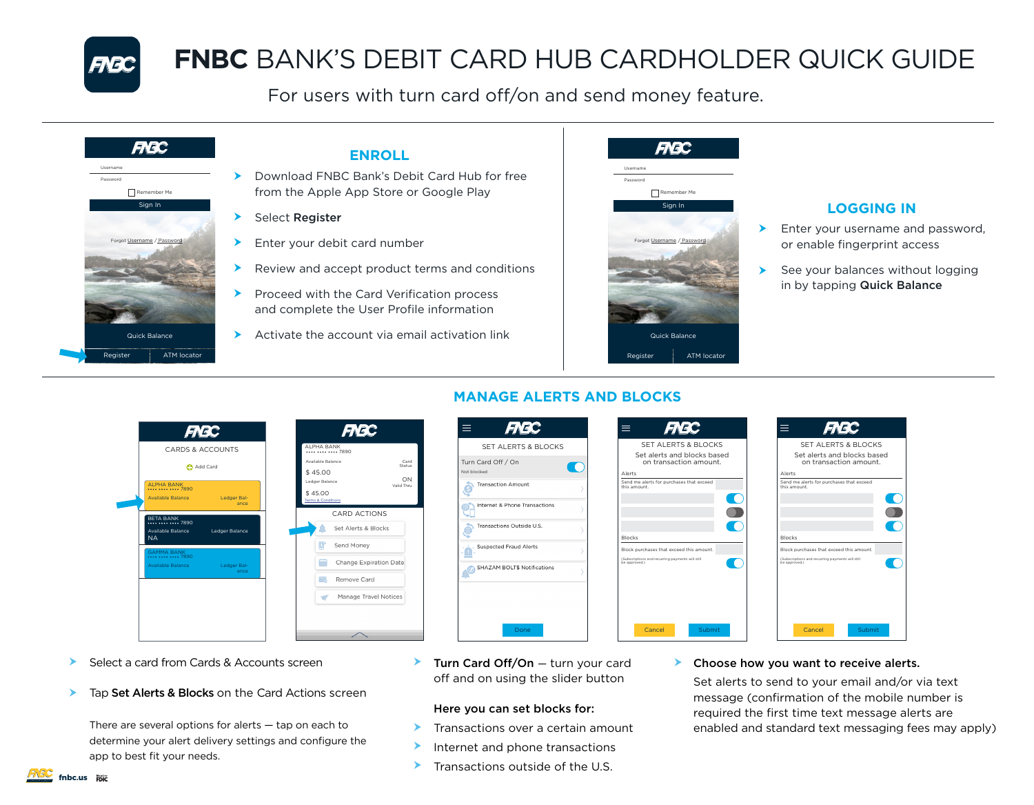# **FNBC** BANK'S DEBIT CARD HUB CARDHOLDER QUICK GUIDE

For users with turn card off/on and send money feature.

## ENROLL

- Download FNBC Bank's Debit Card Hub for free from the Apple App Store or Google Play
- Select **Register**
- Enter your debit card number
- Review and accept product terms and conditions
- Proceed with the Card Verification process and complete the User Profile information
- Activate the account via email activation link

## LOGGING IN

- Enter your username and password, or enable fingerprint access
- See your balances without logging in by tapping **Quick Balance**

## MANAGE ALERTS AND BLOCKS

- Select a card from Cards & Accounts screen
- Tap **Set Alerts & Blocks** on the Card Actions screen

There are several options for alerts — tap on each to determine your alert delivery settings and configure the app to best fit your needs.

- **Turn Card Off/On** — turn your card off and on using the slider button

**Here you can set blocks for:**

- Transactions over a certain amount
- Internet and phone transactions
- Transactions outside of the U.S.

- **Choose how you want to receive alerts.**

Set alerts to send to your email and/or via text message (confirmation of the mobile number is required the first time text message alerts are enabled and standard text messaging fees may apply)

fnbc.us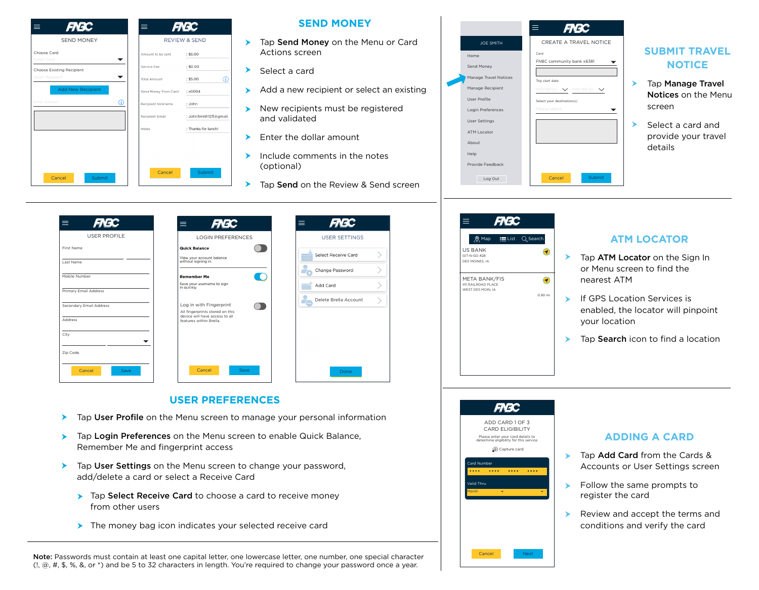## SEND MONEY

- Tap **Send Money** on the Menu or Card Actions screen
- Select a card
- Add a new recipient or select an existing
- New recipients must be registered and validated
- Enter the dollar amount
- Include comments in the notes (optional)
- Tap **Send** on the Review & Send screen

## SUBMIT TRAVEL NOTICE

- Tap **Manage Travel Notices** on the Menu screen
- Select a card and provide your travel details

## USER PREFERENCES

- Tap **User Profile** on the Menu screen to manage your personal information
- Tap **Login Preferences** on the Menu screen to enable Quick Balance, Remember Me and fingerprint access
- Tap **User Settings** on the Menu screen to change your password, add/delete a card or select a Receive Card
  - Tap **Select Receive Card** to choose a card to receive money from other users
  - The money bag icon indicates your selected receive card

**Note:** Passwords must contain at least one capital letter, one lowercase letter, one number, one special character (!, @, #, $, %, &, or *) and be 5 to 32 characters in length. You're required to change your password once a year.

## ATM LOCATOR

- Tap **ATM Locator** on the Sign In or Menu screen to find the nearest ATM
- If GPS Location Services is enabled, the locator will pinpoint your location
- Tap **Search** icon to find a location

## ADDING A CARD

- Tap **Add Card** from the Cards & Accounts or User Settings screen
- Follow the same prompts to register the card
- Review and accept the terms and conditions and verify the card